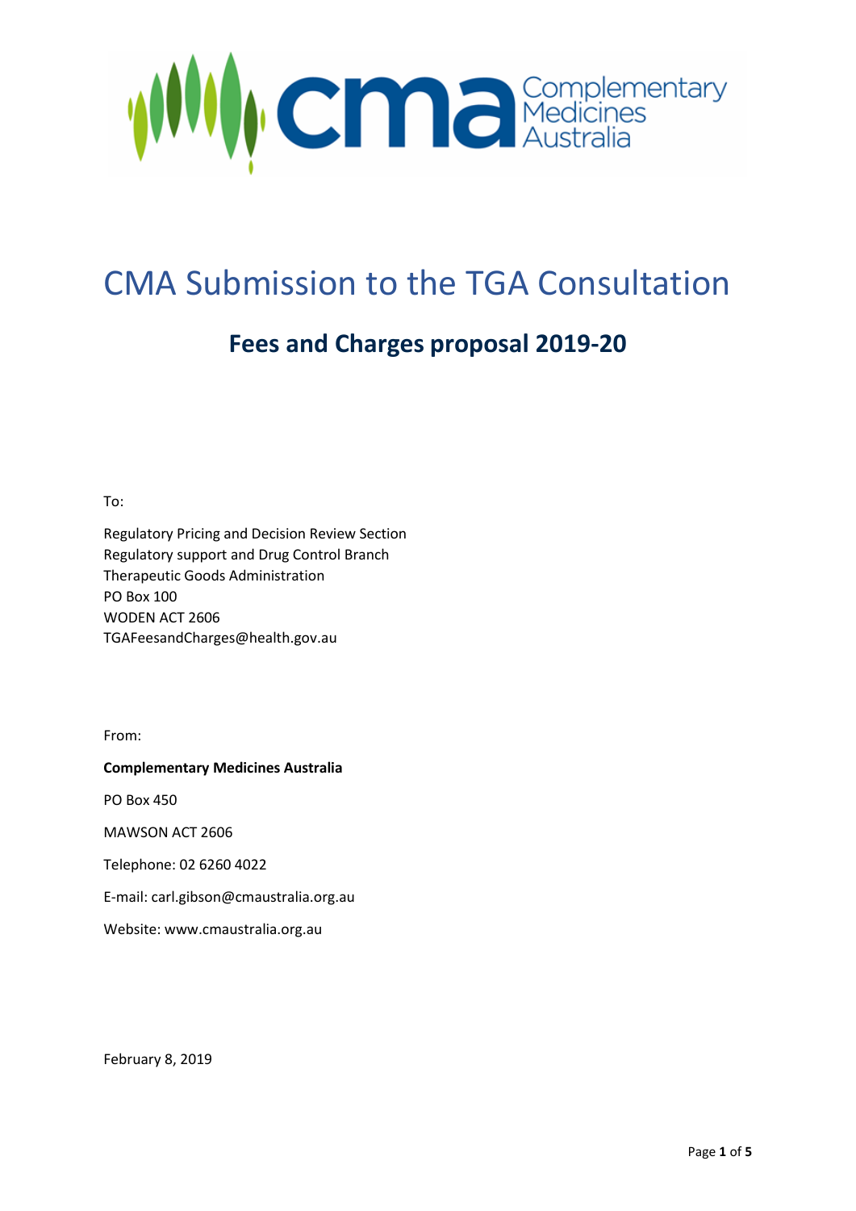# CMA Submission to the TGA Consultation

## Fees and Charges proposal 2019-20

To:

Regulatory Pricing and Decision Review Section
Regulatory support and Drug Control Branch
Therapeutic Goods Administration
PO Box 100
WODEN ACT 2606
TGAFeesandCharges@health.gov.au

From:

**Complementary Medicines Australia**

PO Box 450

MAWSON ACT 2606

Telephone: 02 6260 4022

E-mail: carl.gibson@cmaustralia.org.au

Website: www.cmaustralia.org.au

February 8, 2019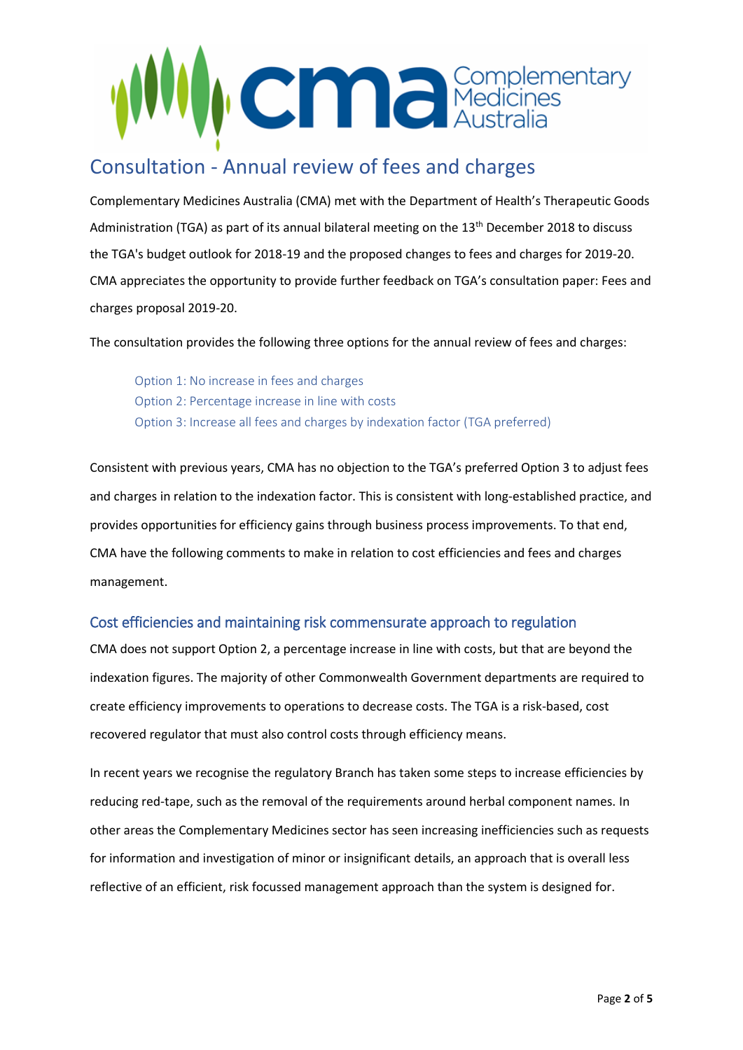# Consultation - Annual review of fees and charges

Complementary Medicines Australia (CMA) met with the Department of Health's Therapeutic Goods Administration (TGA) as part of its annual bilateral meeting on the 13th December 2018 to discuss the TGA's budget outlook for 2018-19 and the proposed changes to fees and charges for 2019-20. CMA appreciates the opportunity to provide further feedback on TGA's consultation paper: Fees and charges proposal 2019-20.

The consultation provides the following three options for the annual review of fees and charges:

Option 1: No increase in fees and charges
Option 2: Percentage increase in line with costs
Option 3: Increase all fees and charges by indexation factor (TGA preferred)

Consistent with previous years, CMA has no objection to the TGA's preferred Option 3 to adjust fees and charges in relation to the indexation factor. This is consistent with long-established practice, and provides opportunities for efficiency gains through business process improvements. To that end, CMA have the following comments to make in relation to cost efficiencies and fees and charges management.

## Cost efficiencies and maintaining risk commensurate approach to regulation

CMA does not support Option 2, a percentage increase in line with costs, but that are beyond the indexation figures. The majority of other Commonwealth Government departments are required to create efficiency improvements to operations to decrease costs. The TGA is a risk-based, cost recovered regulator that must also control costs through efficiency means.

In recent years we recognise the regulatory Branch has taken some steps to increase efficiencies by reducing red-tape, such as the removal of the requirements around herbal component names. In other areas the Complementary Medicines sector has seen increasing inefficiencies such as requests for information and investigation of minor or insignificant details, an approach that is overall less reflective of an efficient, risk focussed management approach than the system is designed for.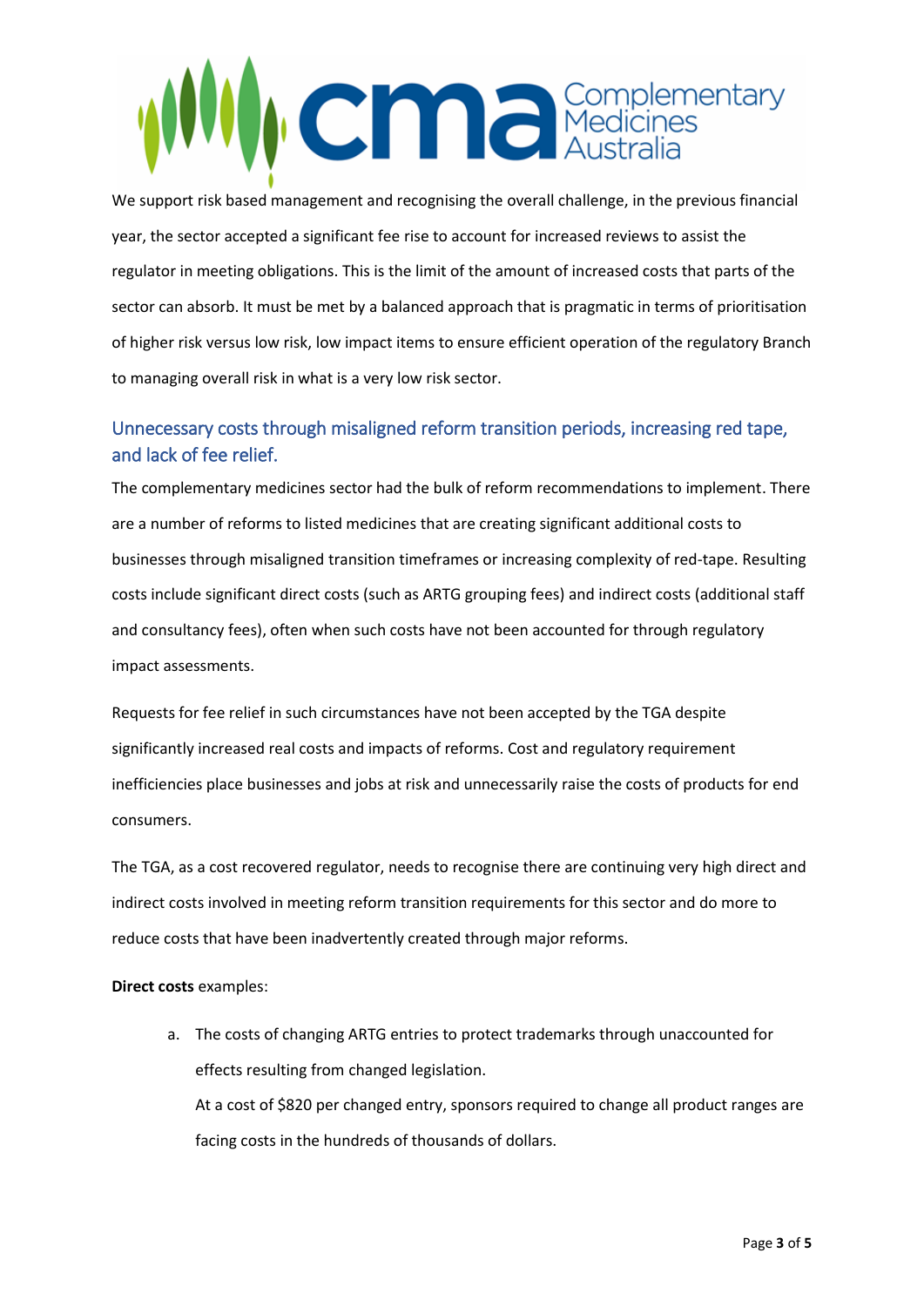We support risk based management and recognising the overall challenge, in the previous financial year, the sector accepted a significant fee rise to account for increased reviews to assist the regulator in meeting obligations. This is the limit of the amount of increased costs that parts of the sector can absorb. It must be met by a balanced approach that is pragmatic in terms of prioritisation of higher risk versus low risk, low impact items to ensure efficient operation of the regulatory Branch to managing overall risk in what is a very low risk sector.

## Unnecessary costs through misaligned reform transition periods, increasing red tape, and lack of fee relief.

The complementary medicines sector had the bulk of reform recommendations to implement. There are a number of reforms to listed medicines that are creating significant additional costs to businesses through misaligned transition timeframes or increasing complexity of red-tape. Resulting costs include significant direct costs (such as ARTG grouping fees) and indirect costs (additional staff and consultancy fees), often when such costs have not been accounted for through regulatory impact assessments.

Requests for fee relief in such circumstances have not been accepted by the TGA despite significantly increased real costs and impacts of reforms. Cost and regulatory requirement inefficiencies place businesses and jobs at risk and unnecessarily raise the costs of products for end consumers.

The TGA, as a cost recovered regulator, needs to recognise there are continuing very high direct and indirect costs involved in meeting reform transition requirements for this sector and do more to reduce costs that have been inadvertently created through major reforms.

**Direct costs** examples:

a. The costs of changing ARTG entries to protect trademarks through unaccounted for effects resulting from changed legislation.
   At a cost of $820 per changed entry, sponsors required to change all product ranges are facing costs in the hundreds of thousands of dollars.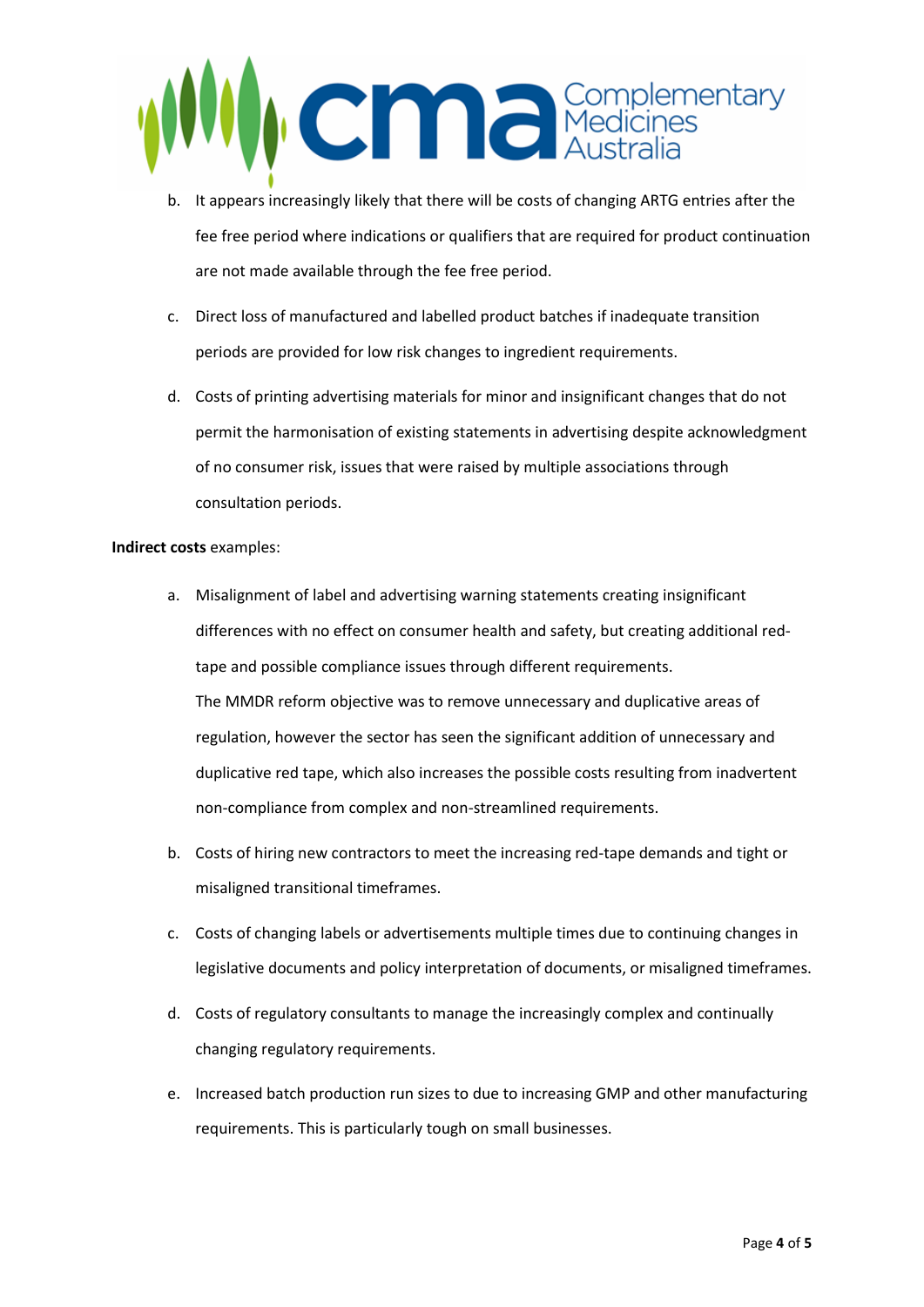b. It appears increasingly likely that there will be costs of changing ARTG entries after the fee free period where indications or qualifiers that are required for product continuation are not made available through the fee free period.

c. Direct loss of manufactured and labelled product batches if inadequate transition periods are provided for low risk changes to ingredient requirements.

d. Costs of printing advertising materials for minor and insignificant changes that do not permit the harmonisation of existing statements in advertising despite acknowledgment of no consumer risk, issues that were raised by multiple associations through consultation periods.

**Indirect costs** examples:

a. Misalignment of label and advertising warning statements creating insignificant differences with no effect on consumer health and safety, but creating additional red-tape and possible compliance issues through different requirements.
   The MMDR reform objective was to remove unnecessary and duplicative areas of regulation, however the sector has seen the significant addition of unnecessary and duplicative red tape, which also increases the possible costs resulting from inadvertent non-compliance from complex and non-streamlined requirements.

b. Costs of hiring new contractors to meet the increasing red-tape demands and tight or misaligned transitional timeframes.

c. Costs of changing labels or advertisements multiple times due to continuing changes in legislative documents and policy interpretation of documents, or misaligned timeframes.

d. Costs of regulatory consultants to manage the increasingly complex and continually changing regulatory requirements.

e. Increased batch production run sizes to due to increasing GMP and other manufacturing requirements. This is particularly tough on small businesses.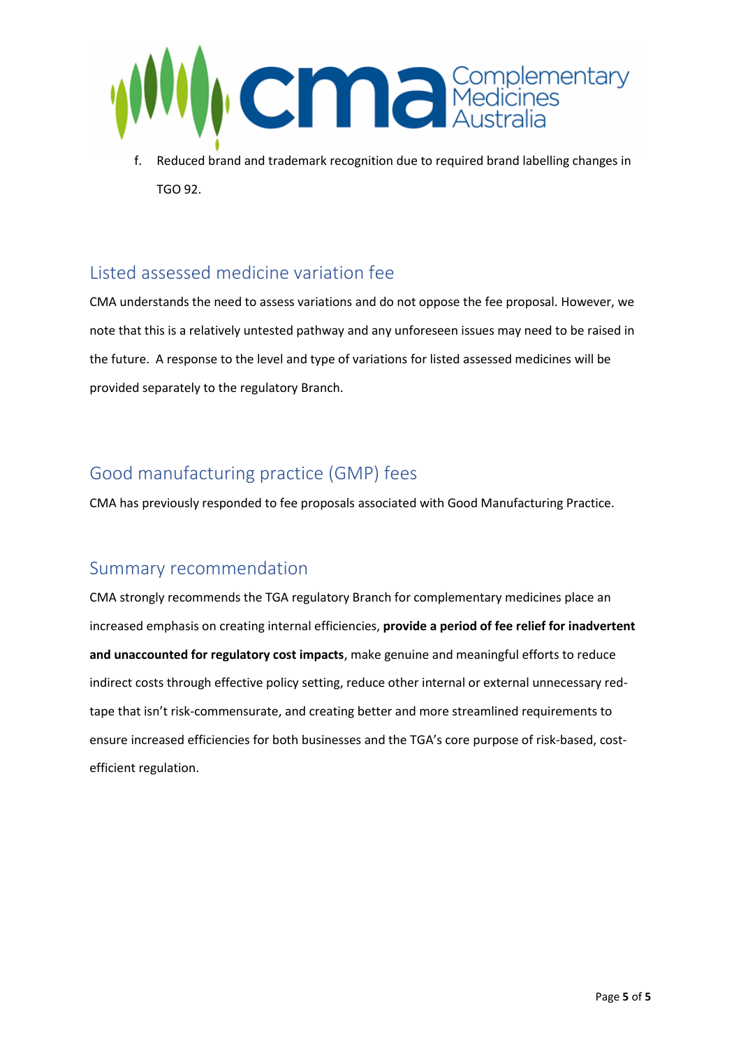f. Reduced brand and trademark recognition due to required brand labelling changes in TGO 92.

## Listed assessed medicine variation fee

CMA understands the need to assess variations and do not oppose the fee proposal. However, we note that this is a relatively untested pathway and any unforeseen issues may need to be raised in the future. A response to the level and type of variations for listed assessed medicines will be provided separately to the regulatory Branch.

## Good manufacturing practice (GMP) fees

CMA has previously responded to fee proposals associated with Good Manufacturing Practice.

## Summary recommendation

CMA strongly recommends the TGA regulatory Branch for complementary medicines place an increased emphasis on creating internal efficiencies, **provide a period of fee relief for inadvertent and unaccounted for regulatory cost impacts**, make genuine and meaningful efforts to reduce indirect costs through effective policy setting, reduce other internal or external unnecessary red-tape that isn't risk-commensurate, and creating better and more streamlined requirements to ensure increased efficiencies for both businesses and the TGA's core purpose of risk-based, cost-efficient regulation.